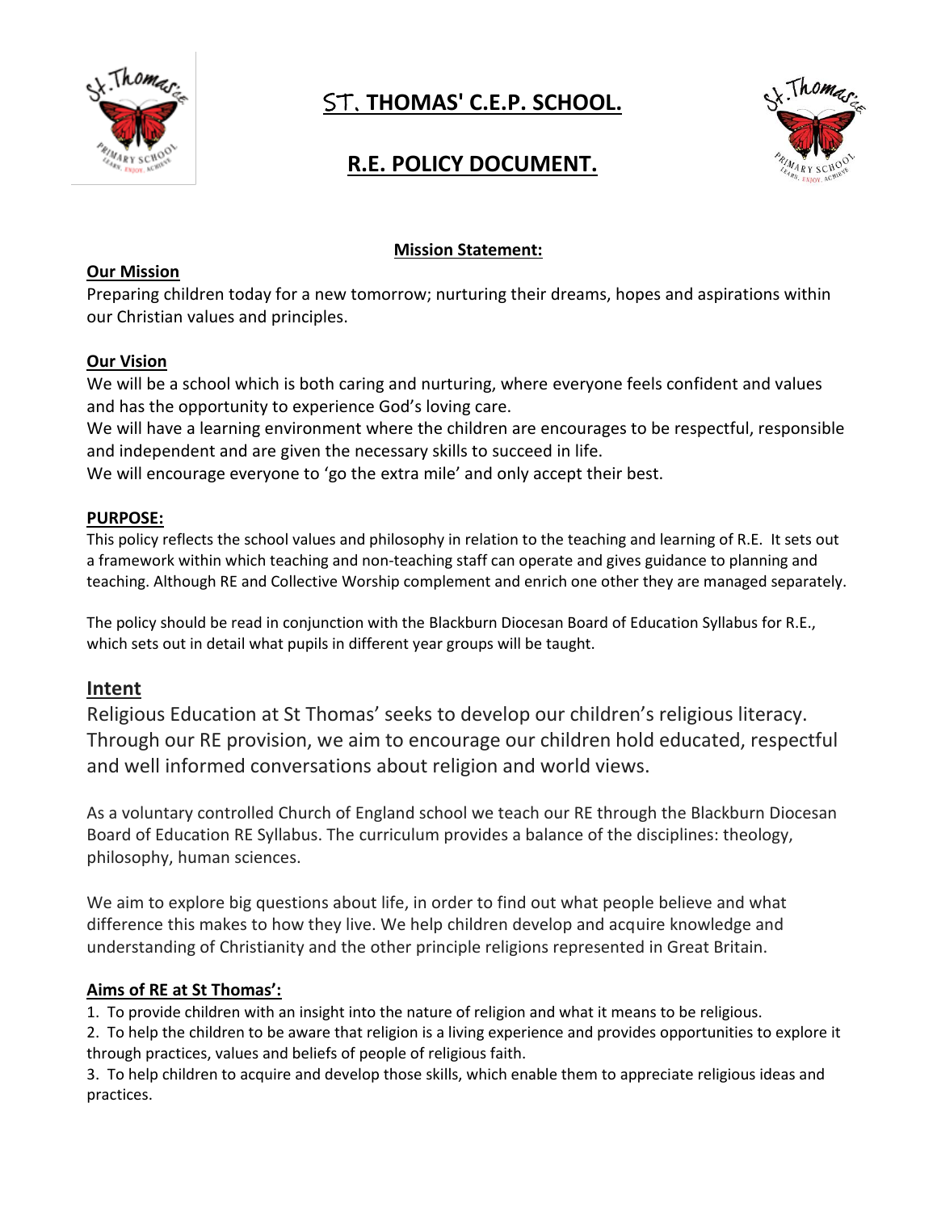# ST. THOMAS' C.E.P. SCHOOL.

# R.E. POLICY DOCUMENT.

**Mission Statement:**

**Our Mission**

Preparing children today for a new tomorrow; nurturing their dreams, hopes and aspirations within our Christian values and principles.

**Our Vision**

We will be a school which is both caring and nurturing, where everyone feels confident and values and has the opportunity to experience God's loving care.

We will have a learning environment where the children are encourages to be respectful, responsible and independent and are given the necessary skills to succeed in life.

We will encourage everyone to 'go the extra mile' and only accept their best.

**PURPOSE:**

This policy reflects the school values and philosophy in relation to the teaching and learning of R.E. It sets out a framework within which teaching and non-teaching staff can operate and gives guidance to planning and teaching. Although RE and Collective Worship complement and enrich one other they are managed separately.

The policy should be read in conjunction with the Blackburn Diocesan Board of Education Syllabus for R.E., which sets out in detail what pupils in different year groups will be taught.

## Intent

Religious Education at St Thomas' seeks to develop our children's religious literacy. Through our RE provision, we aim to encourage our children hold educated, respectful and well informed conversations about religion and world views.

As a voluntary controlled Church of England school we teach our RE through the Blackburn Diocesan Board of Education RE Syllabus. The curriculum provides a balance of the disciplines: theology, philosophy, human sciences.

We aim to explore big questions about life, in order to find out what people believe and what difference this makes to how they live. We help children develop and acquire knowledge and understanding of Christianity and the other principle religions represented in Great Britain.

**Aims of RE at St Thomas':**

1. To provide children with an insight into the nature of religion and what it means to be religious.
2. To help the children to be aware that religion is a living experience and provides opportunities to explore it through practices, values and beliefs of people of religious faith.
3. To help children to acquire and develop those skills, which enable them to appreciate religious ideas and practices.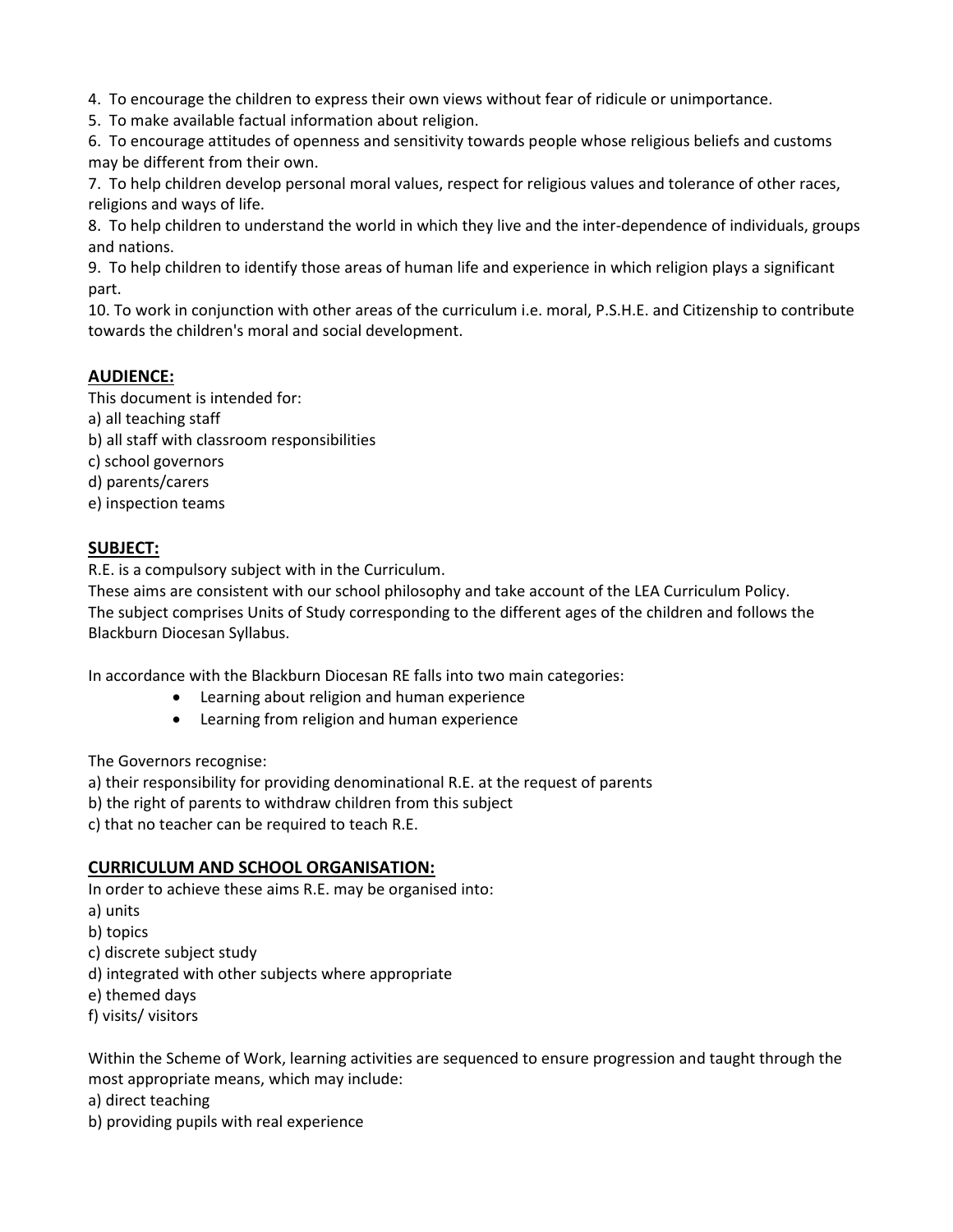4. To encourage the children to express their own views without fear of ridicule or unimportance.
5. To make available factual information about religion.
6. To encourage attitudes of openness and sensitivity towards people whose religious beliefs and customs may be different from their own.
7. To help children develop personal moral values, respect for religious values and tolerance of other races, religions and ways of life.
8. To help children to understand the world in which they live and the inter-dependence of individuals, groups and nations.
9. To help children to identify those areas of human life and experience in which religion plays a significant part.
10. To work in conjunction with other areas of the curriculum i.e. moral, P.S.H.E. and Citizenship to contribute towards the children's moral and social development.

## AUDIENCE:

This document is intended for:

a) all teaching staff
b) all staff with classroom responsibilities
c) school governors
d) parents/carers
e) inspection teams

## SUBJECT:

R.E. is a compulsory subject with in the Curriculum.
These aims are consistent with our school philosophy and take account of the LEA Curriculum Policy.
The subject comprises Units of Study corresponding to the different ages of the children and follows the Blackburn Diocesan Syllabus.

In accordance with the Blackburn Diocesan RE falls into two main categories:

- Learning about religion and human experience
- Learning from religion and human experience

The Governors recognise:

a) their responsibility for providing denominational R.E. at the request of parents
b) the right of parents to withdraw children from this subject
c) that no teacher can be required to teach R.E.

## CURRICULUM AND SCHOOL ORGANISATION:

In order to achieve these aims R.E. may be organised into:

a) units
b) topics
c) discrete subject study
d) integrated with other subjects where appropriate
e) themed days
f) visits/ visitors

Within the Scheme of Work, learning activities are sequenced to ensure progression and taught through the most appropriate means, which may include:

a) direct teaching
b) providing pupils with real experience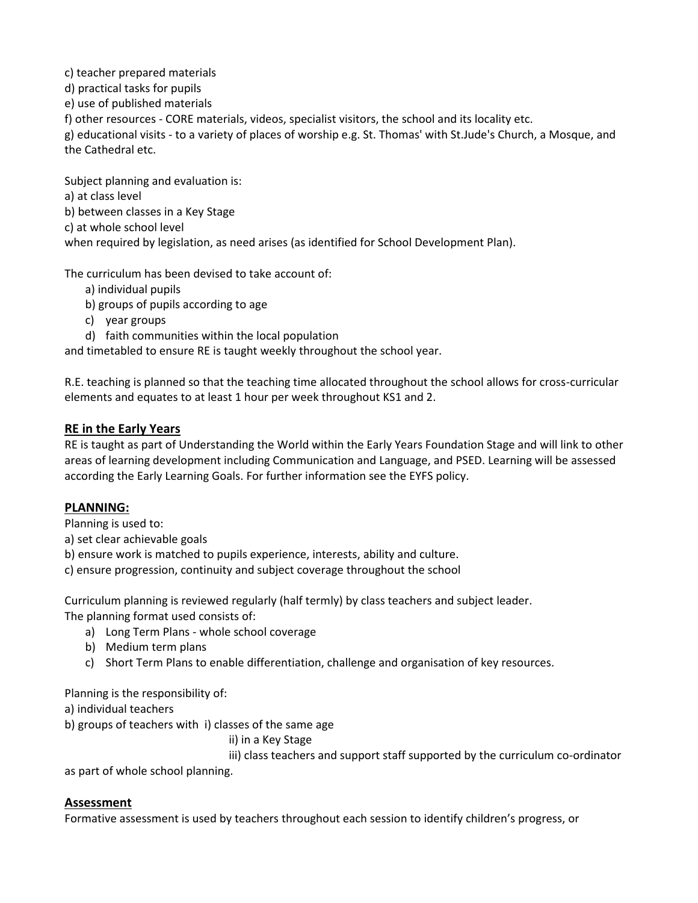c) teacher prepared materials
d) practical tasks for pupils
e) use of published materials
f) other resources - CORE materials, videos, specialist visitors, the school and its locality etc.
g) educational visits - to a variety of places of worship e.g. St. Thomas' with St.Jude's Church, a Mosque, and the Cathedral etc.

Subject planning and evaluation is:
a) at class level
b) between classes in a Key Stage
c) at whole school level
when required by legislation, as need arises (as identified for School Development Plan).

The curriculum has been devised to take account of:

a) individual pupils
b) groups of pupils according to age
c) year groups
d) faith communities within the local population

and timetabled to ensure RE is taught weekly throughout the school year.

R.E. teaching is planned so that the teaching time allocated throughout the school allows for cross-curricular elements and equates to at least 1 hour per week throughout KS1 and 2.

## RE in the Early Years

RE is taught as part of Understanding the World within the Early Years Foundation Stage and will link to other areas of learning development including Communication and Language, and PSED. Learning will be assessed according the Early Learning Goals. For further information see the EYFS policy.

## PLANNING:

Planning is used to:
a) set clear achievable goals
b) ensure work is matched to pupils experience, interests, ability and culture.
c) ensure progression, continuity and subject coverage throughout the school

Curriculum planning is reviewed regularly (half termly) by class teachers and subject leader.
The planning format used consists of:

a) Long Term Plans - whole school coverage
b) Medium term plans
c) Short Term Plans to enable differentiation, challenge and organisation of key resources.

Planning is the responsibility of:
a) individual teachers
b) groups of teachers with i) classes of the same age
ii) in a Key Stage
iii) class teachers and support staff supported by the curriculum co-ordinator
as part of whole school planning.

## Assessment

Formative assessment is used by teachers throughout each session to identify children's progress, or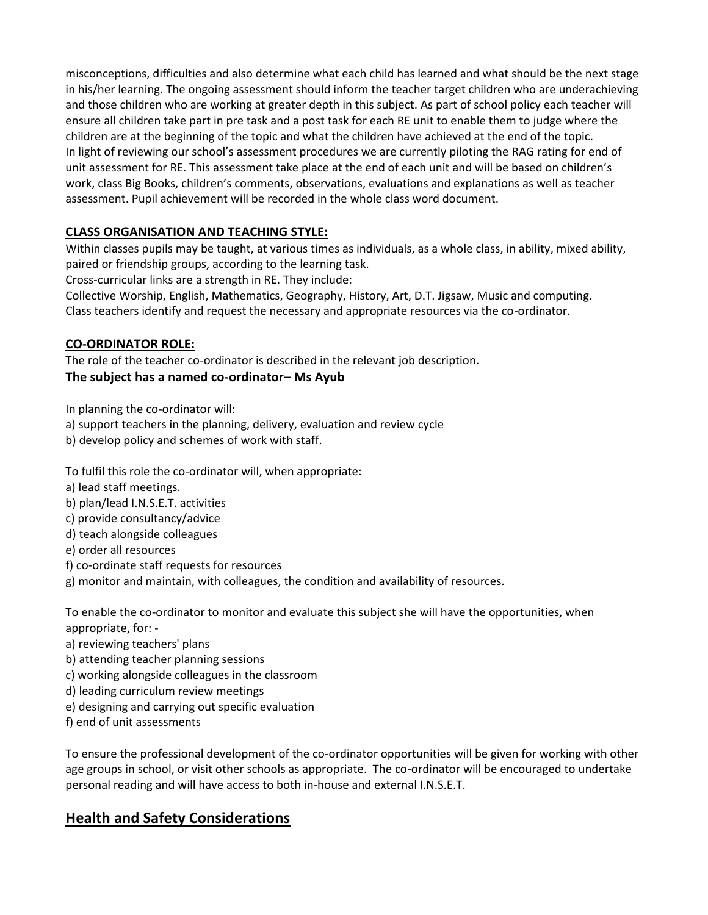misconceptions, difficulties and also determine what each child has learned and what should be the next stage in his/her learning. The ongoing assessment should inform the teacher target children who are underachieving and those children who are working at greater depth in this subject. As part of school policy each teacher will ensure all children take part in pre task and a post task for each RE unit to enable them to judge where the children are at the beginning of the topic and what the children have achieved at the end of the topic.
In light of reviewing our school's assessment procedures we are currently piloting the RAG rating for end of unit assessment for RE. This assessment take place at the end of each unit and will be based on children's work, class Big Books, children's comments, observations, evaluations and explanations as well as teacher assessment. Pupil achievement will be recorded in the whole class word document.

**CLASS ORGANISATION AND TEACHING STYLE:**

Within classes pupils may be taught, at various times as individuals, as a whole class, in ability, mixed ability, paired or friendship groups, according to the learning task.
Cross-curricular links are a strength in RE. They include:
Collective Worship, English, Mathematics, Geography, History, Art, D.T. Jigsaw, Music and computing.
Class teachers identify and request the necessary and appropriate resources via the co-ordinator.

**CO-ORDINATOR ROLE:**

The role of the teacher co-ordinator is described in the relevant job description.
**The subject has a named co-ordinator– Ms Ayub**

In planning the co-ordinator will:
a) support teachers in the planning, delivery, evaluation and review cycle
b) develop policy and schemes of work with staff.

To fulfil this role the co-ordinator will, when appropriate:
a) lead staff meetings.
b) plan/lead I.N.S.E.T. activities
c) provide consultancy/advice
d) teach alongside colleagues
e) order all resources
f) co-ordinate staff requests for resources
g) monitor and maintain, with colleagues, the condition and availability of resources.

To enable the co-ordinator to monitor and evaluate this subject she will have the opportunities, when appropriate, for: -
a) reviewing teachers' plans
b) attending teacher planning sessions
c) working alongside colleagues in the classroom
d) leading curriculum review meetings
e) designing and carrying out specific evaluation
f) end of unit assessments

To ensure the professional development of the co-ordinator opportunities will be given for working with other age groups in school, or visit other schools as appropriate. The co-ordinator will be encouraged to undertake personal reading and will have access to both in-house and external I.N.S.E.T.

## Health and Safety Considerations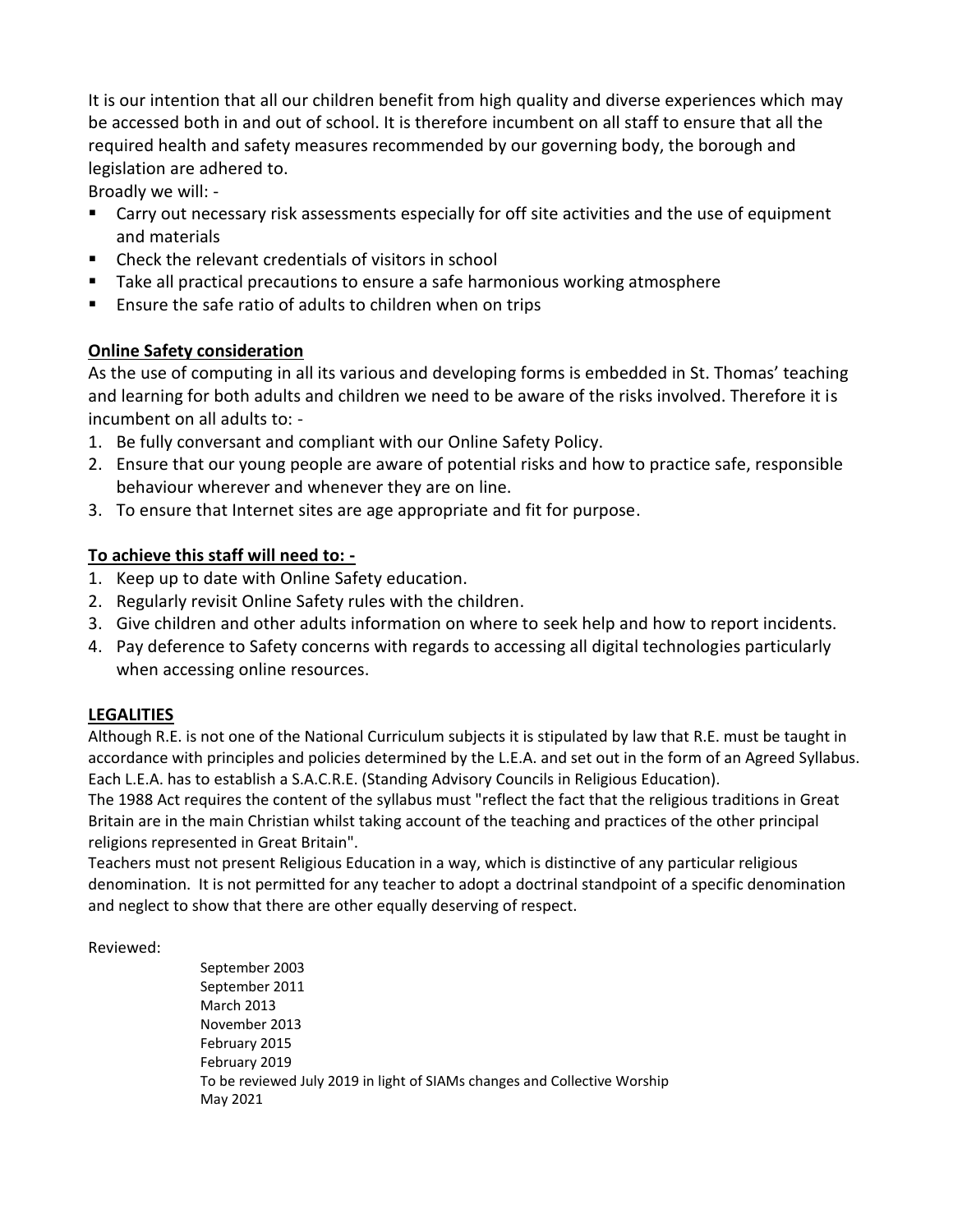It is our intention that all our children benefit from high quality and diverse experiences which may be accessed both in and out of school. It is therefore incumbent on all staff to ensure that all the required health and safety measures recommended by our governing body, the borough and legislation are adhered to.

Broadly we will: -

- Carry out necessary risk assessments especially for off site activities and the use of equipment and materials
- Check the relevant credentials of visitors in school
- Take all practical precautions to ensure a safe harmonious working atmosphere
- Ensure the safe ratio of adults to children when on trips

**Online Safety consideration**

As the use of computing in all its various and developing forms is embedded in St. Thomas' teaching and learning for both adults and children we need to be aware of the risks involved. Therefore it is incumbent on all adults to: -

1. Be fully conversant and compliant with our Online Safety Policy.
2. Ensure that our young people are aware of potential risks and how to practice safe, responsible behaviour wherever and whenever they are on line.
3. To ensure that Internet sites are age appropriate and fit for purpose.

**To achieve this staff will need to: -**

1. Keep up to date with Online Safety education.
2. Regularly revisit Online Safety rules with the children.
3. Give children and other adults information on where to seek help and how to report incidents.
4. Pay deference to Safety concerns with regards to accessing all digital technologies particularly when accessing online resources.

**LEGALITIES**

Although R.E. is not one of the National Curriculum subjects it is stipulated by law that R.E. must be taught in accordance with principles and policies determined by the L.E.A. and set out in the form of an Agreed Syllabus. Each L.E.A. has to establish a S.A.C.R.E. (Standing Advisory Councils in Religious Education).

The 1988 Act requires the content of the syllabus must "reflect the fact that the religious traditions in Great Britain are in the main Christian whilst taking account of the teaching and practices of the other principal religions represented in Great Britain".

Teachers must not present Religious Education in a way, which is distinctive of any particular religious denomination. It is not permitted for any teacher to adopt a doctrinal standpoint of a specific denomination and neglect to show that there are other equally deserving of respect.

Reviewed:

September 2003
September 2011
March 2013
November 2013
February 2015
February 2019
To be reviewed July 2019 in light of SIAMs changes and Collective Worship
May 2021